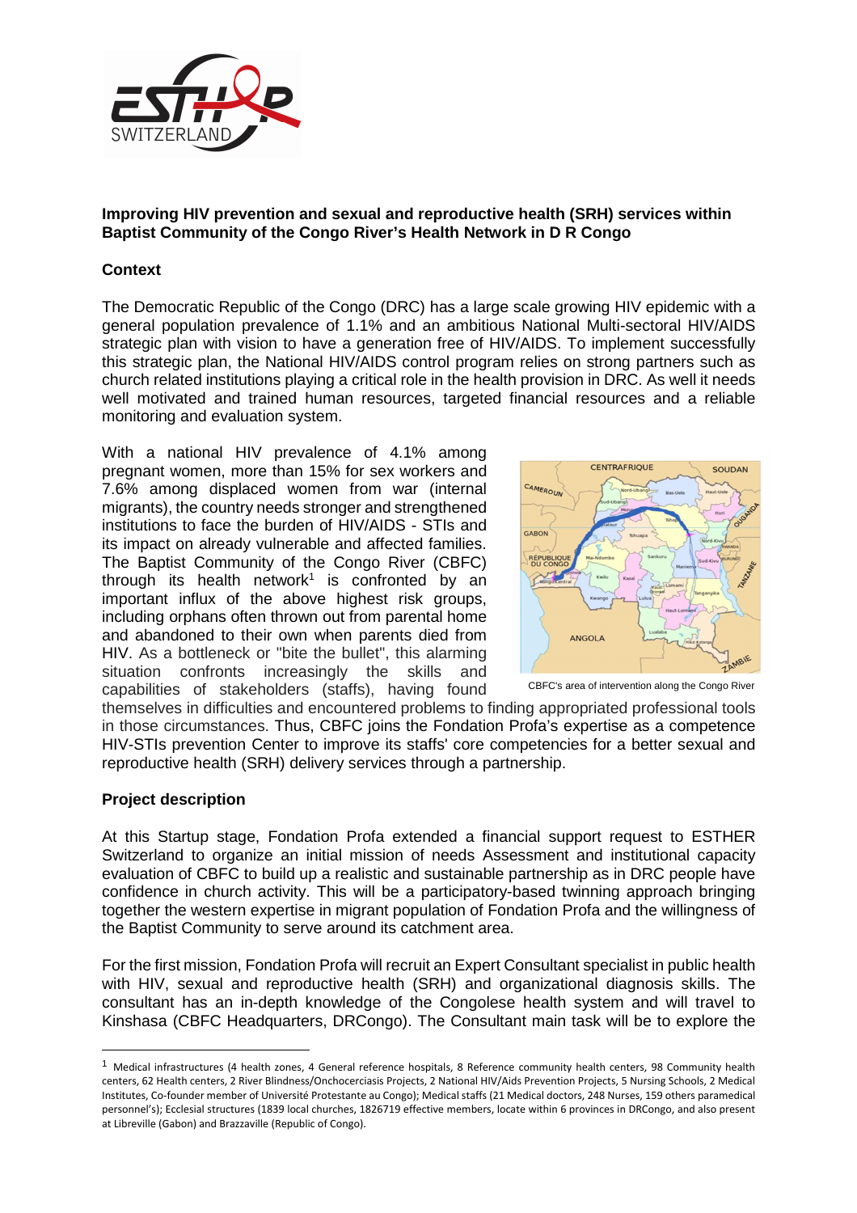**Improving HIV prevention and sexual and reproductive health (SRH) services within Baptist Community of the Congo River's Health Network in D R Congo**

## Context

The Democratic Republic of the Congo (DRC) has a large scale growing HIV epidemic with a general population prevalence of 1.1% and an ambitious National Multi-sectoral HIV/AIDS strategic plan with vision to have a generation free of HIV/AIDS. To implement successfully this strategic plan, the National HIV/AIDS control program relies on strong partners such as church related institutions playing a critical role in the health provision in DRC. As well it needs well motivated and trained human resources, targeted financial resources and a reliable monitoring and evaluation system.

With a national HIV prevalence of 4.1% among pregnant women, more than 15% for sex workers and 7.6% among displaced women from war (internal migrants), the country needs stronger and strengthened institutions to face the burden of HIV/AIDS - STIs and its impact on already vulnerable and affected families. The Baptist Community of the Congo River (CBFC) through its health network[1] is confronted by an important influx of the above highest risk groups, including orphans often thrown out from parental home and abandoned to their own when parents died from HIV. As a bottleneck or "bite the bullet", this alarming situation confronts increasingly the skills and capabilities of stakeholders (staffs), having found themselves in difficulties and encountered problems to finding appropriated professional tools in those circumstances. Thus, CBFC joins the Fondation Profa's expertise as a competence HIV-STIs prevention Center to improve its staffs' core competencies for a better sexual and reproductive health (SRH) delivery services through a partnership.

CBFC's area of intervention along the Congo River

## Project description

At this Startup stage, Fondation Profa extended a financial support request to ESTHER Switzerland to organize an initial mission of needs Assessment and institutional capacity evaluation of CBFC to build up a realistic and sustainable partnership as in DRC people have confidence in church activity. This will be a participatory-based twinning approach bringing together the western expertise in migrant population of Fondation Profa and the willingness of the Baptist Community to serve around its catchment area.

For the first mission, Fondation Profa will recruit an Expert Consultant specialist in public health with HIV, sexual and reproductive health (SRH) and organizational diagnosis skills. The consultant has an in-depth knowledge of the Congolese health system and will travel to Kinshasa (CBFC Headquarters, DRCongo). The Consultant main task will be to explore the

[1] Medical infrastructures (4 health zones, 4 General reference hospitals, 8 Reference community health centers, 98 Community health centers, 62 Health centers, 2 River Blindness/Onchocerciasis Projects, 2 National HIV/Aids Prevention Projects, 5 Nursing Schools, 2 Medical Institutes, Co-founder member of Université Protestante au Congo); Medical staffs (21 Medical doctors, 248 Nurses, 159 others paramedical personnel's); Ecclesial structures (1839 local churches, 1826719 effective members, locate within 6 provinces in DRCongo, and also present at Libreville (Gabon) and Brazzaville (Republic of Congo).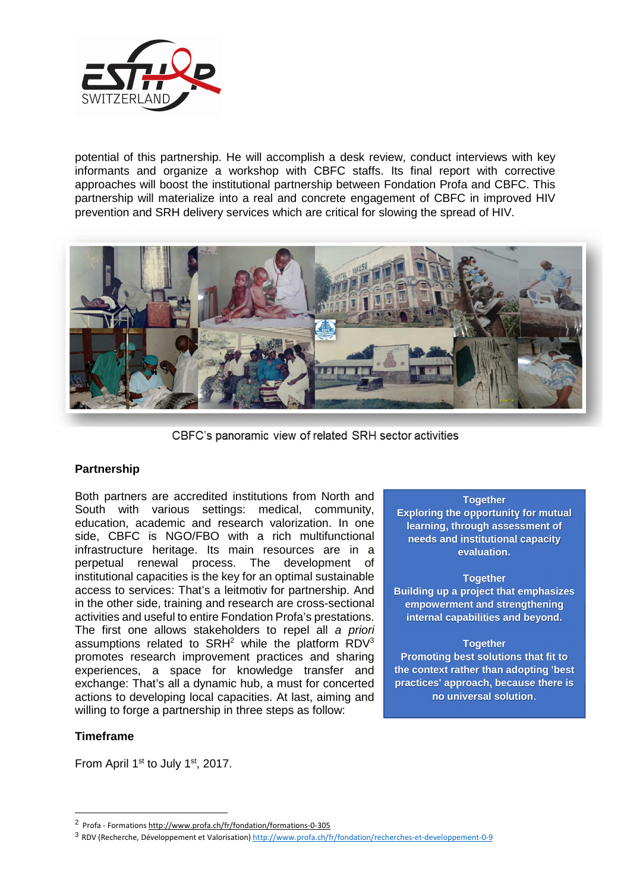potential of this partnership. He will accomplish a desk review, conduct interviews with key informants and organize a workshop with CBFC staffs. Its final report with corrective approaches will boost the institutional partnership between Fondation Profa and CBFC. This partnership will materialize into a real and concrete engagement of CBFC in improved HIV prevention and SRH delivery services which are critical for slowing the spread of HIV.

CBFC's panoramic view of related SRH sector activities

## Partnership

Both partners are accredited institutions from North and South with various settings: medical, community, education, academic and research valorization. In one side, CBFC is NGO/FBO with a rich multifunctional infrastructure heritage. Its main resources are in a perpetual renewal process. The development of institutional capacities is the key for an optimal sustainable access to services: That's a leitmotiv for partnership. And in the other side, training and research are cross-sectional activities and useful to entire Fondation Profa's prestations. The first one allows stakeholders to repel all *a priori* assumptions related to SRH[2] while the platform RDV[3] promotes research improvement practices and sharing experiences, a space for knowledge transfer and exchange: That's all a dynamic hub, a must for concerted actions to developing local capacities. At last, aiming and willing to forge a partnership in three steps as follow:

**Together**
**Exploring the opportunity for mutual learning, through assessment of needs and institutional capacity evaluation.**

**Together**
**Building up a project that emphasizes empowerment and strengthening internal capabilities and beyond.**

**Together**
**Promoting best solutions that fit to the context rather than adopting 'best practices' approach, because there is no universal solution.**

## Timeframe

From April 1st to July 1st, 2017.

---

[2] Profa - Formations http://www.profa.ch/fr/fondation/formations-0-305

[3] RDV (Recherche, Développement et Valorisation) http://www.profa.ch/fr/fondation/recherches-et-developpement-0-9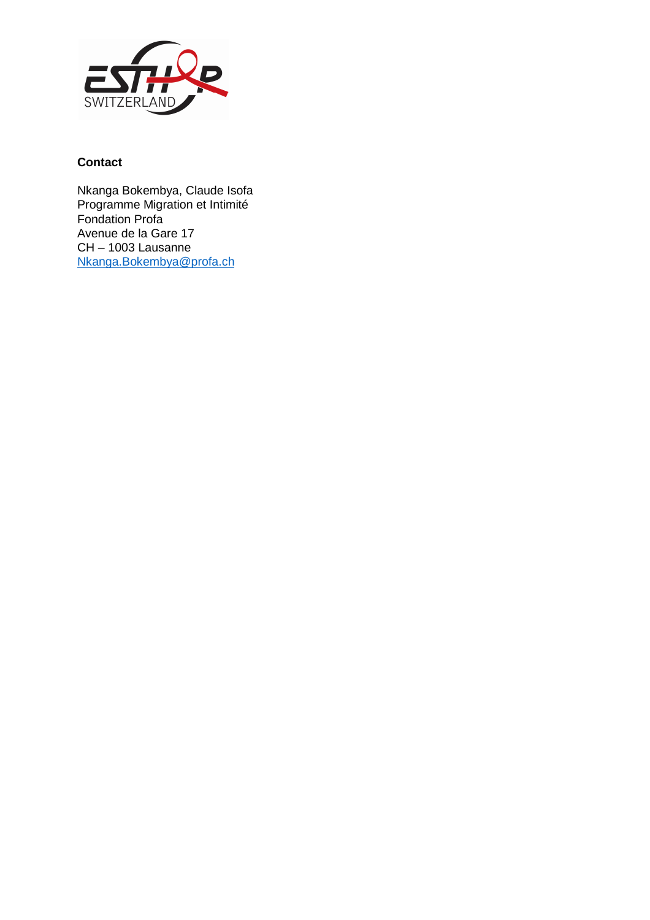**Contact**

Nkanga Bokembya, Claude Isofa
Programme Migration et Intimité
Fondation Profa
Avenue de la Gare 17
CH – 1003 Lausanne
Nkanga.Bokembya@profa.ch